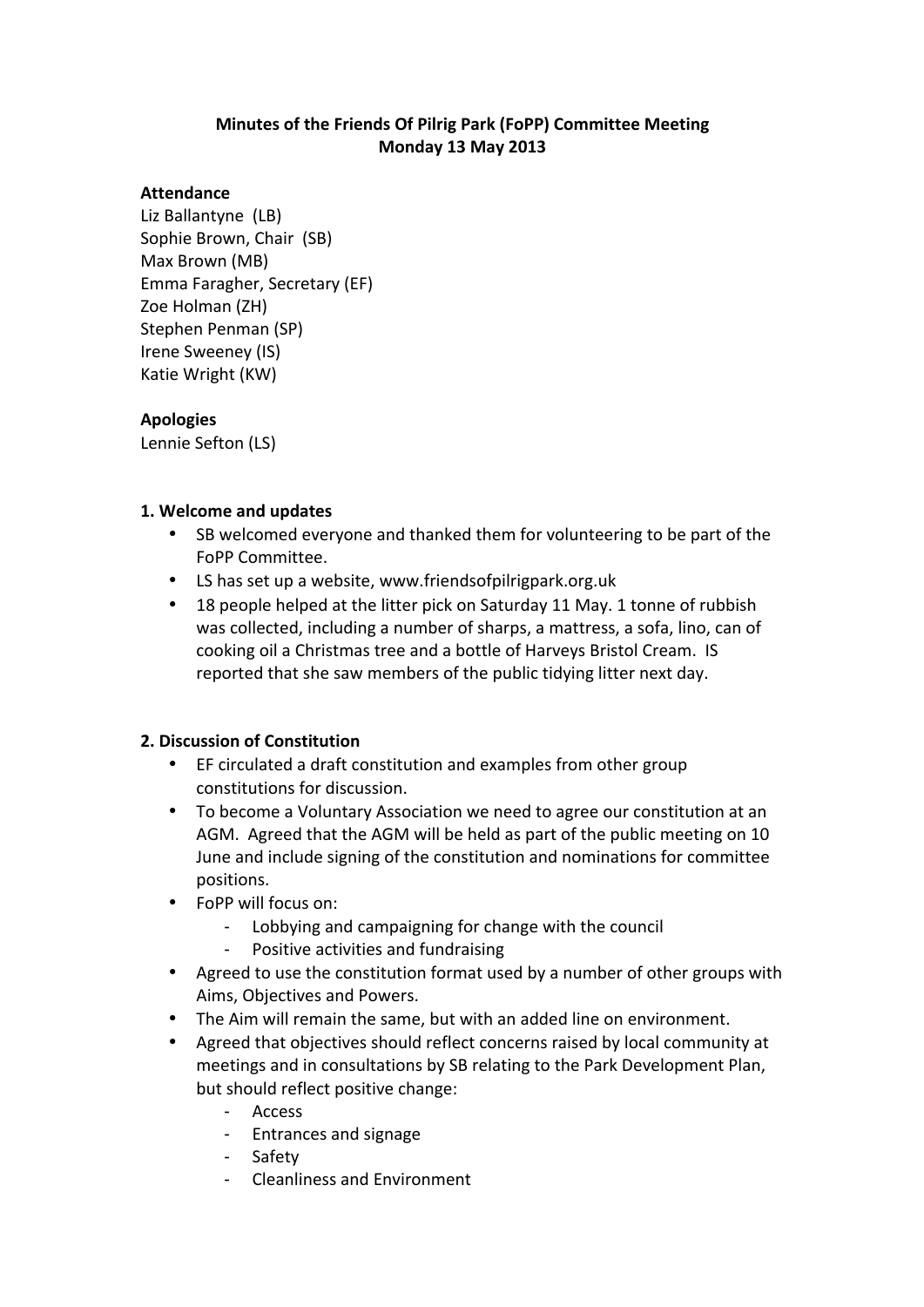**Minutes of the Friends Of Pilrig Park (FoPP) Committee Meeting**
**Monday 13 May 2013**

**Attendance**

Liz Ballantyne (LB)
Sophie Brown, Chair (SB)
Max Brown (MB)
Emma Faragher, Secretary (EF)
Zoe Holman (ZH)
Stephen Penman (SP)
Irene Sweeney (IS)
Katie Wright (KW)

**Apologies**

Lennie Sefton (LS)

**1. Welcome and updates**

- SB welcomed everyone and thanked them for volunteering to be part of the FoPP Committee.
- LS has set up a website, www.friendsofpilrigpark.org.uk
- 18 people helped at the litter pick on Saturday 11 May. 1 tonne of rubbish was collected, including a number of sharps, a mattress, a sofa, lino, can of cooking oil a Christmas tree and a bottle of Harveys Bristol Cream. IS reported that she saw members of the public tidying litter next day.

**2. Discussion of Constitution**

- EF circulated a draft constitution and examples from other group constitutions for discussion.
- To become a Voluntary Association we need to agree our constitution at an AGM. Agreed that the AGM will be held as part of the public meeting on 10 June and include signing of the constitution and nominations for committee positions.
- FoPP will focus on:
  - Lobbying and campaigning for change with the council
  - Positive activities and fundraising
- Agreed to use the constitution format used by a number of other groups with Aims, Objectives and Powers.
- The Aim will remain the same, but with an added line on environment.
- Agreed that objectives should reflect concerns raised by local community at meetings and in consultations by SB relating to the Park Development Plan, but should reflect positive change:
  - Access
  - Entrances and signage
  - Safety
  - Cleanliness and Environment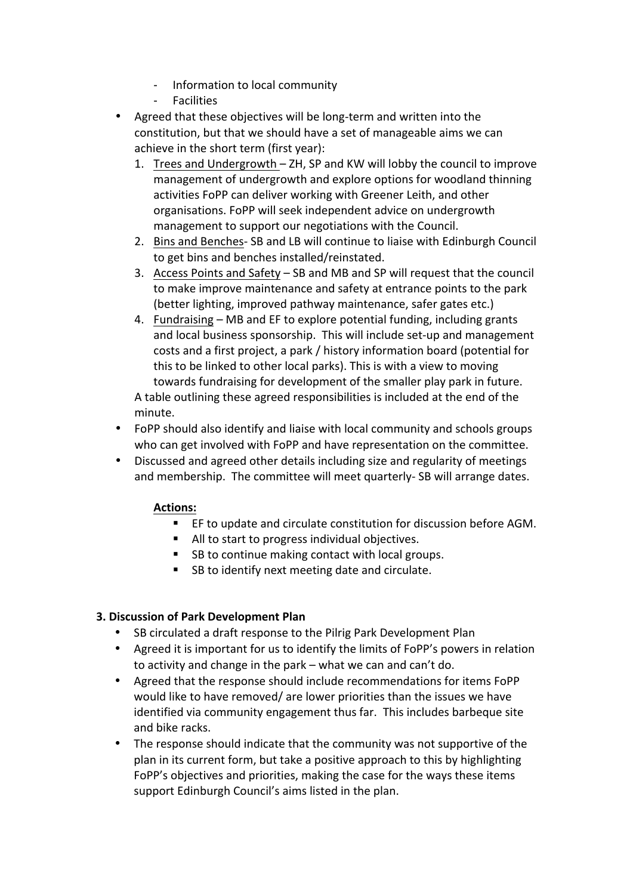- Information to local community
    - Facilities
- Agreed that these objectives will be long-term and written into the constitution, but that we should have a set of manageable aims we can achieve in the short term (first year):
  1. <u>Trees and Undergrowth</u> – ZH, SP and KW will lobby the council to improve management of undergrowth and explore options for woodland thinning activities FoPP can deliver working with Greener Leith, and other organisations. FoPP will seek independent advice on undergrowth management to support our negotiations with the Council.
  2. <u>Bins and Benches</u>- SB and LB will continue to liaise with Edinburgh Council to get bins and benches installed/reinstated.
  3. <u>Access Points and Safety</u> – SB and MB and SP will request that the council to make improve maintenance and safety at entrance points to the park (better lighting, improved pathway maintenance, safer gates etc.)
  4. <u>Fundraising</u> – MB and EF to explore potential funding, including grants and local business sponsorship. This will include set-up and management costs and a first project, a park / history information board (potential for this to be linked to other local parks). This is with a view to moving towards fundraising for development of the smaller play park in future.

  A table outlining these agreed responsibilities is included at the end of the minute.
- FoPP should also identify and liaise with local community and schools groups who can get involved with FoPP and have representation on the committee.
- Discussed and agreed other details including size and regularity of meetings and membership. The committee will meet quarterly- SB will arrange dates.

  **<u>Actions:</u>**
  - EF to update and circulate constitution for discussion before AGM.
  - All to start to progress individual objectives.
  - SB to continue making contact with local groups.
  - SB to identify next meeting date and circulate.

**3. Discussion of Park Development Plan**

- SB circulated a draft response to the Pilrig Park Development Plan
- Agreed it is important for us to identify the limits of FoPP's powers in relation to activity and change in the park – what we can and can't do.
- Agreed that the response should include recommendations for items FoPP would like to have removed/ are lower priorities than the issues we have identified via community engagement thus far. This includes barbeque site and bike racks.
- The response should indicate that the community was not supportive of the plan in its current form, but take a positive approach to this by highlighting FoPP's objectives and priorities, making the case for the ways these items support Edinburgh Council's aims listed in the plan.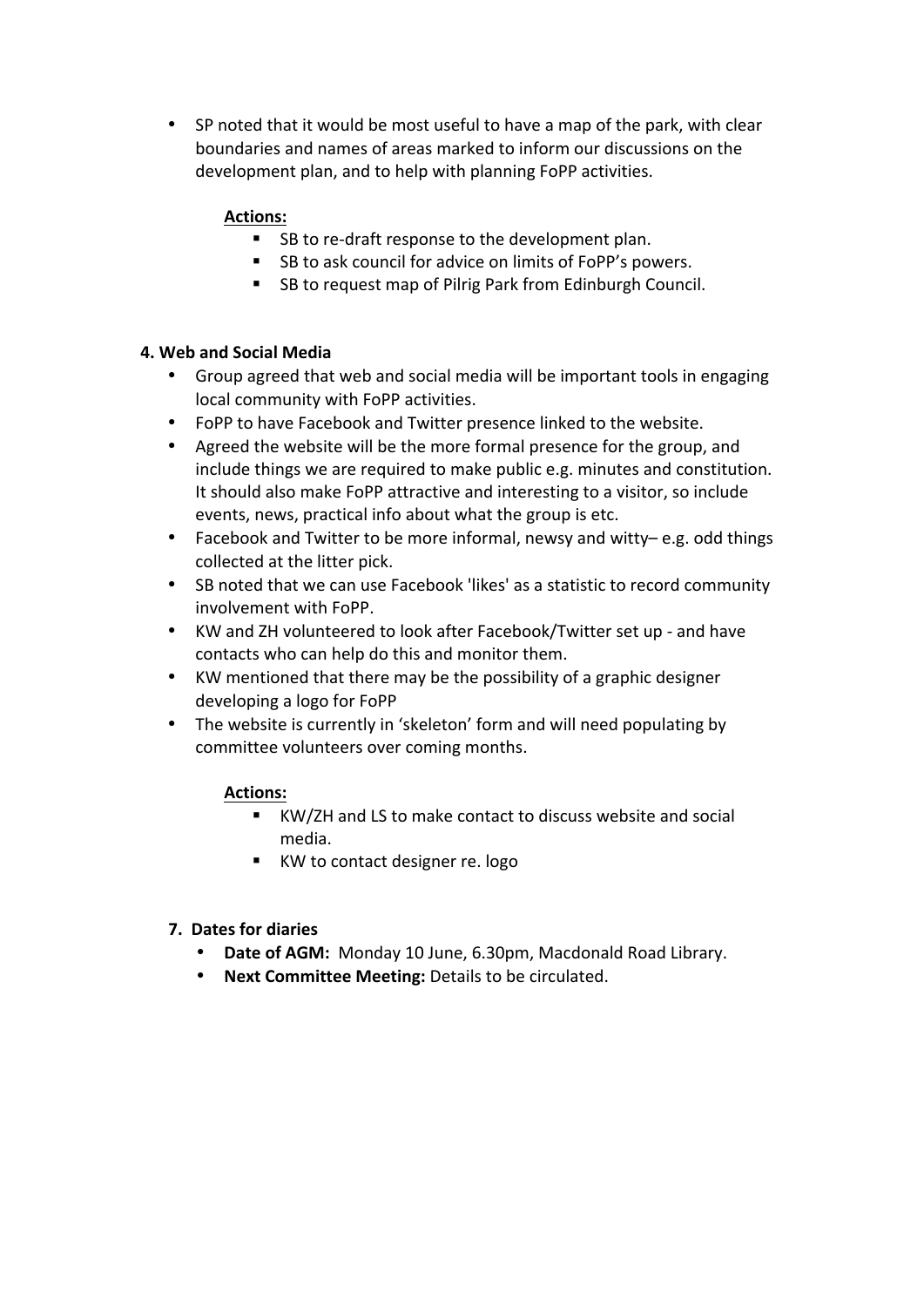- SP noted that it would be most useful to have a map of the park, with clear boundaries and names of areas marked to inform our discussions on the development plan, and to help with planning FoPP activities.

  **Actions:**
  - SB to re-draft response to the development plan.
  - SB to ask council for advice on limits of FoPP's powers.
  - SB to request map of Pilrig Park from Edinburgh Council.

**4. Web and Social Media**

- Group agreed that web and social media will be important tools in engaging local community with FoPP activities.
- FoPP to have Facebook and Twitter presence linked to the website.
- Agreed the website will be the more formal presence for the group, and include things we are required to make public e.g. minutes and constitution. It should also make FoPP attractive and interesting to a visitor, so include events, news, practical info about what the group is etc.
- Facebook and Twitter to be more informal, newsy and witty– e.g. odd things collected at the litter pick.
- SB noted that we can use Facebook 'likes' as a statistic to record community involvement with FoPP.
- KW and ZH volunteered to look after Facebook/Twitter set up - and have contacts who can help do this and monitor them.
- KW mentioned that there may be the possibility of a graphic designer developing a logo for FoPP
- The website is currently in 'skeleton' form and will need populating by committee volunteers over coming months.

  **Actions:**
  - KW/ZH and LS to make contact to discuss website and social media.
  - KW to contact designer re. logo

**7. Dates for diaries**

- **Date of AGM:** Monday 10 June, 6.30pm, Macdonald Road Library.
- **Next Committee Meeting:** Details to be circulated.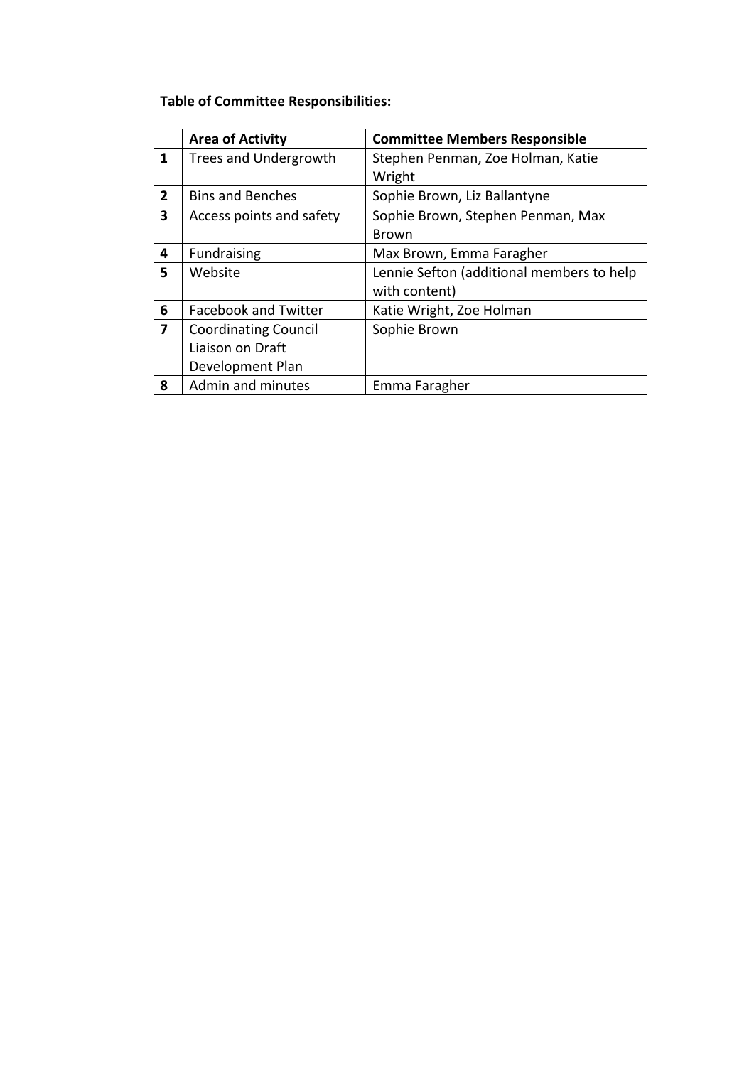**Table of Committee Responsibilities:**

| | Area of Activity | Committee Members Responsible |
|---|---|---|
| **1** | Trees and Undergrowth | Stephen Penman, Zoe Holman, Katie Wright |
| **2** | Bins and Benches | Sophie Brown, Liz Ballantyne |
| **3** | Access points and safety | Sophie Brown, Stephen Penman, Max Brown |
| **4** | Fundraising | Max Brown, Emma Faragher |
| **5** | Website | Lennie Sefton (additional members to help with content) |
| **6** | Facebook and Twitter | Katie Wright, Zoe Holman |
| **7** | Coordinating Council Liaison on Draft Development Plan | Sophie Brown |
| **8** | Admin and minutes | Emma Faragher |